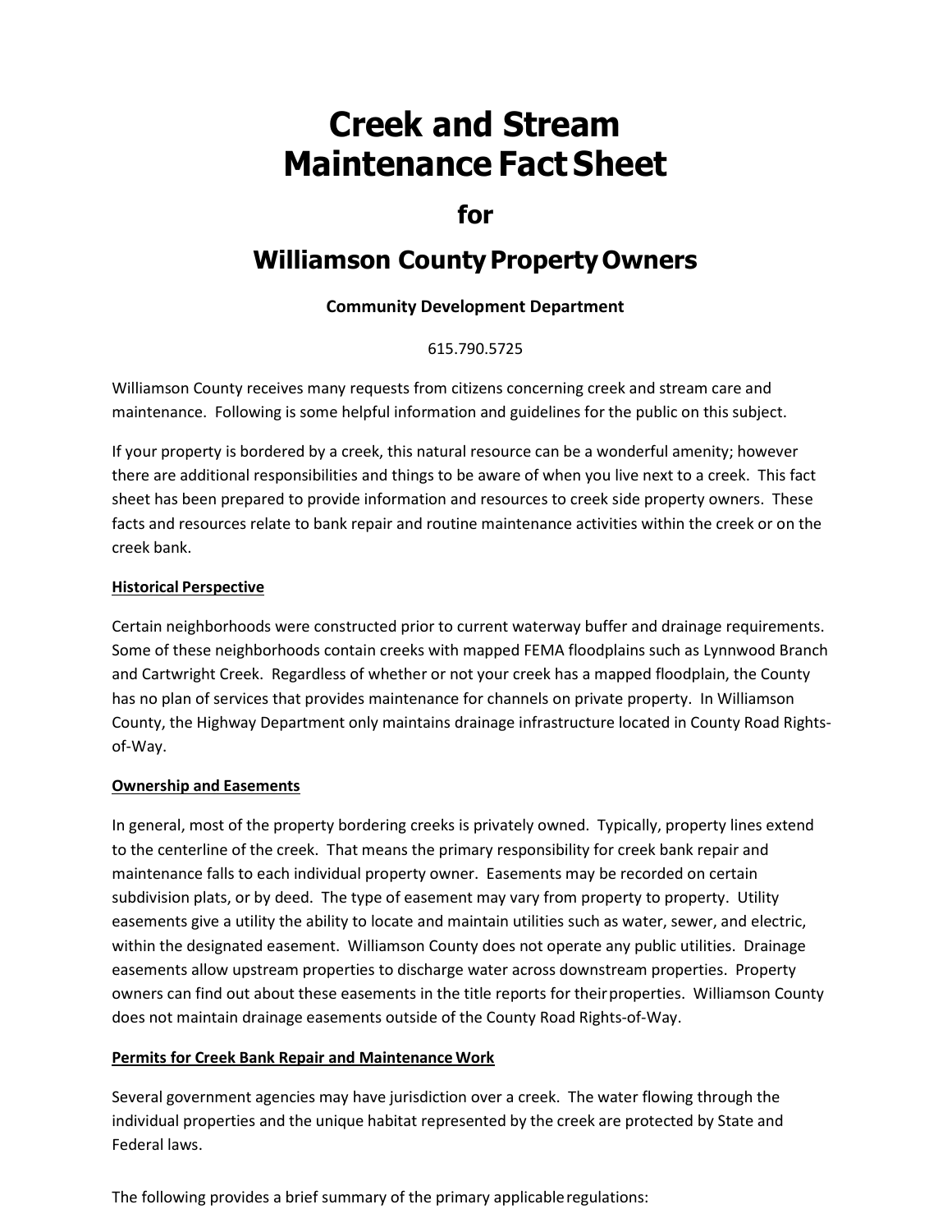# Creek and Stream Maintenance Fact Sheet

## for

## Williamson County Property Owners

**Community Development Department**

615.790.5725

Williamson County receives many requests from citizens concerning creek and stream care and maintenance. Following is some helpful information and guidelines for the public on this subject.

If your property is bordered by a creek, this natural resource can be a wonderful amenity; however there are additional responsibilities and things to be aware of when you live next to a creek. This fact sheet has been prepared to provide information and resources to creek side property owners. These facts and resources relate to bank repair and routine maintenance activities within the creek or on the creek bank.

**Historical Perspective**

Certain neighborhoods were constructed prior to current waterway buffer and drainage requirements. Some of these neighborhoods contain creeks with mapped FEMA floodplains such as Lynnwood Branch and Cartwright Creek. Regardless of whether or not your creek has a mapped floodplain, the County has no plan of services that provides maintenance for channels on private property. In Williamson County, the Highway Department only maintains drainage infrastructure located in County Road Rights-of-Way.

**Ownership and Easements**

In general, most of the property bordering creeks is privately owned. Typically, property lines extend to the centerline of the creek. That means the primary responsibility for creek bank repair and maintenance falls to each individual property owner. Easements may be recorded on certain subdivision plats, or by deed. The type of easement may vary from property to property. Utility easements give a utility the ability to locate and maintain utilities such as water, sewer, and electric, within the designated easement. Williamson County does not operate any public utilities. Drainage easements allow upstream properties to discharge water across downstream properties. Property owners can find out about these easements in the title reports for their properties. Williamson County does not maintain drainage easements outside of the County Road Rights-of-Way.

**Permits for Creek Bank Repair and Maintenance Work**

Several government agencies may have jurisdiction over a creek. The water flowing through the individual properties and the unique habitat represented by the creek are protected by State and Federal laws.

The following provides a brief summary of the primary applicable regulations: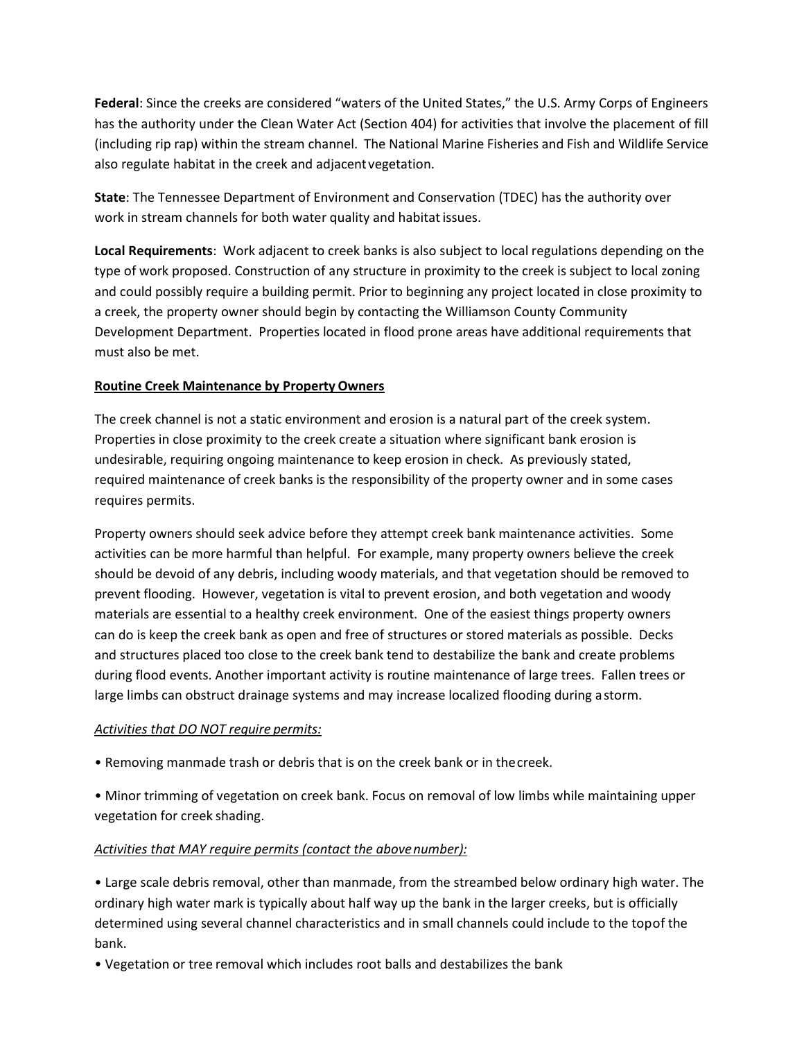**Federal**: Since the creeks are considered "waters of the United States," the U.S. Army Corps of Engineers has the authority under the Clean Water Act (Section 404) for activities that involve the placement of fill (including rip rap) within the stream channel. The National Marine Fisheries and Fish and Wildlife Service also regulate habitat in the creek and adjacent vegetation.

**State**: The Tennessee Department of Environment and Conservation (TDEC) has the authority over work in stream channels for both water quality and habitat issues.

**Local Requirements**: Work adjacent to creek banks is also subject to local regulations depending on the type of work proposed. Construction of any structure in proximity to the creek is subject to local zoning and could possibly require a building permit. Prior to beginning any project located in close proximity to a creek, the property owner should begin by contacting the Williamson County Community Development Department. Properties located in flood prone areas have additional requirements that must also be met.

**<u>Routine Creek Maintenance by Property Owners</u>**

The creek channel is not a static environment and erosion is a natural part of the creek system. Properties in close proximity to the creek create a situation where significant bank erosion is undesirable, requiring ongoing maintenance to keep erosion in check. As previously stated, required maintenance of creek banks is the responsibility of the property owner and in some cases requires permits.

Property owners should seek advice before they attempt creek bank maintenance activities. Some activities can be more harmful than helpful. For example, many property owners believe the creek should be devoid of any debris, including woody materials, and that vegetation should be removed to prevent flooding. However, vegetation is vital to prevent erosion, and both vegetation and woody materials are essential to a healthy creek environment. One of the easiest things property owners can do is keep the creek bank as open and free of structures or stored materials as possible. Decks and structures placed too close to the creek bank tend to destabilize the bank and create problems during flood events. Another important activity is routine maintenance of large trees. Fallen trees or large limbs can obstruct drainage systems and may increase localized flooding during a storm.

*<u>Activities that DO NOT require permits:</u>*

• Removing manmade trash or debris that is on the creek bank or in the creek.

• Minor trimming of vegetation on creek bank. Focus on removal of low limbs while maintaining upper vegetation for creek shading.

*<u>Activities that MAY require permits (contact the above number):</u>*

• Large scale debris removal, other than manmade, from the streambed below ordinary high water. The ordinary high water mark is typically about half way up the bank in the larger creeks, but is officially determined using several channel characteristics and in small channels could include to the top of the bank.

• Vegetation or tree removal which includes root balls and destabilizes the bank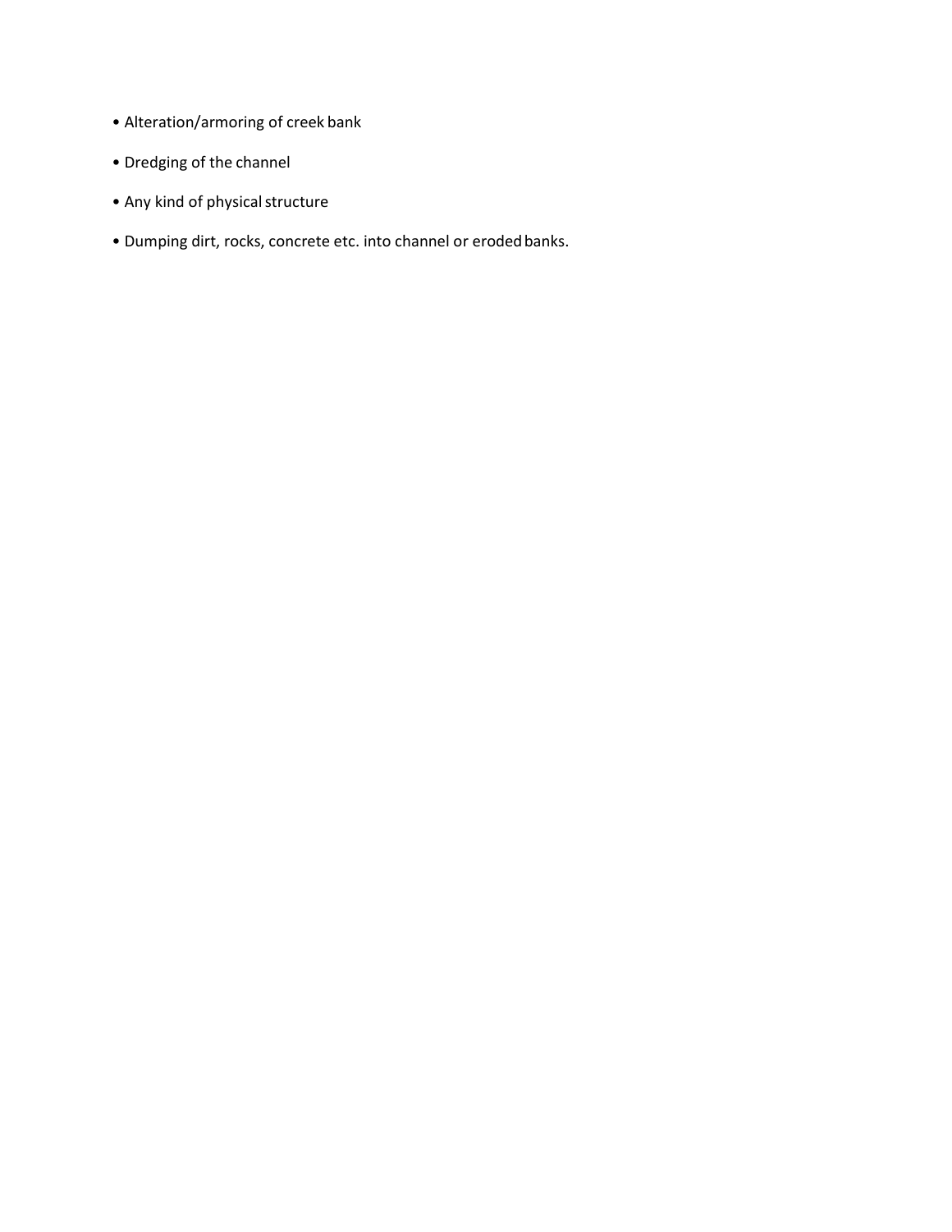- Alteration/armoring of creek bank
- Dredging of the channel
- Any kind of physical structure
- Dumping dirt, rocks, concrete etc. into channel or eroded banks.